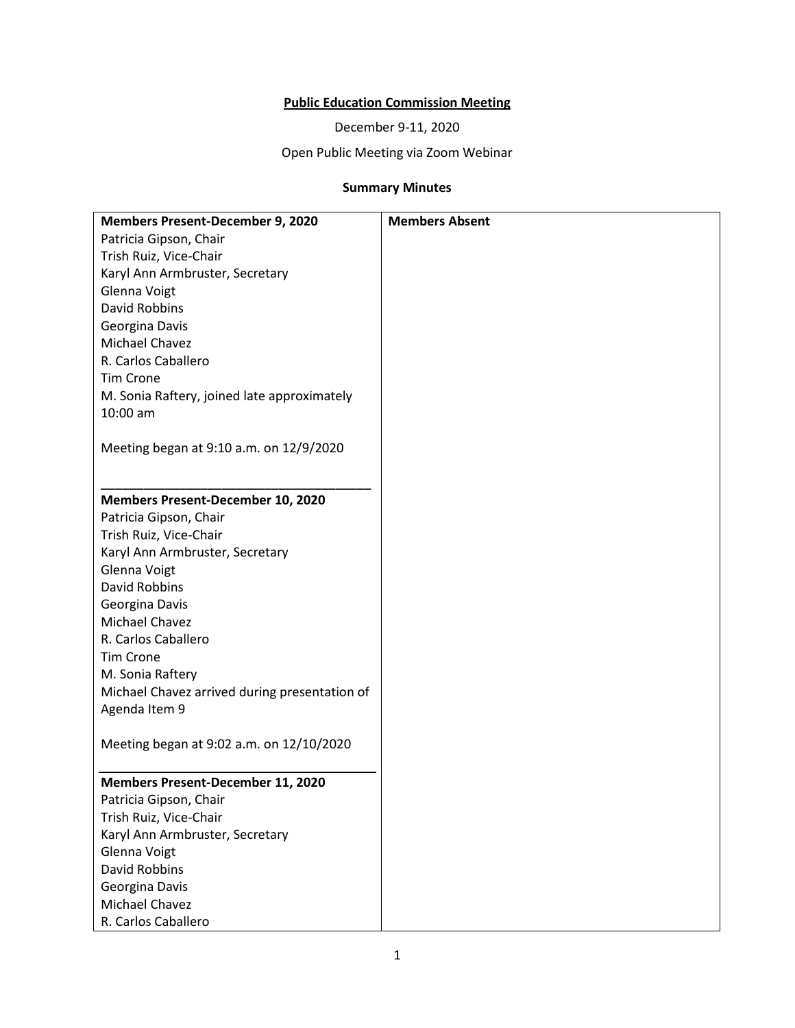**Public Education Commission Meeting**

December 9-11, 2020

Open Public Meeting via Zoom Webinar

**Summary Minutes**

| **Members Present-December 9, 2020** | **Members Absent** |
| --- | --- |
| Patricia Gipson, Chair<br>Trish Ruiz, Vice-Chair<br>Karyl Ann Armbruster, Secretary<br>Glenna Voigt<br>David Robbins<br>Georgina Davis<br>Michael Chavez<br>R. Carlos Caballero<br>Tim Crone<br>M. Sonia Raftery, joined late approximately 10:00 am<br><br>Meeting began at 9:10 a.m. on 12/9/2020 | |
| **Members Present-December 10, 2020**<br>Patricia Gipson, Chair<br>Trish Ruiz, Vice-Chair<br>Karyl Ann Armbruster, Secretary<br>Glenna Voigt<br>David Robbins<br>Georgina Davis<br>Michael Chavez<br>R. Carlos Caballero<br>Tim Crone<br>M. Sonia Raftery<br>Michael Chavez arrived during presentation of Agenda Item 9<br><br>Meeting began at 9:02 a.m. on 12/10/2020 | |
| **Members Present-December 11, 2020**<br>Patricia Gipson, Chair<br>Trish Ruiz, Vice-Chair<br>Karyl Ann Armbruster, Secretary<br>Glenna Voigt<br>David Robbins<br>Georgina Davis<br>Michael Chavez<br>R. Carlos Caballero | |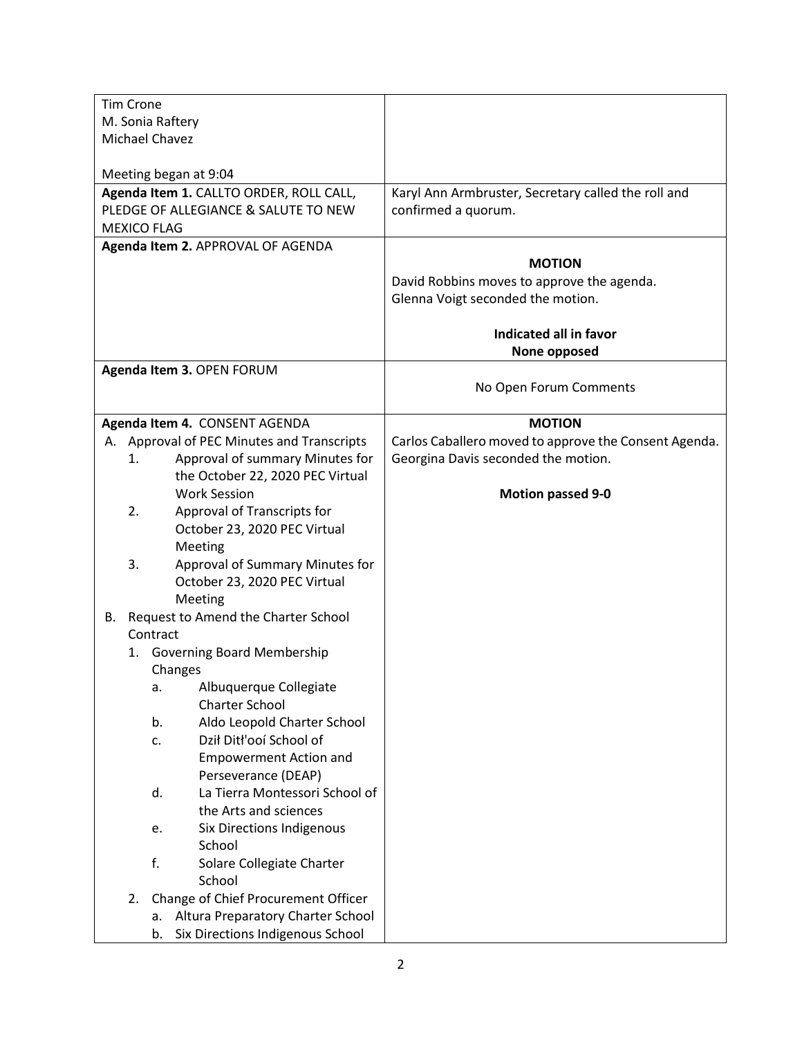| | |
|---|---|
| Tim Crone<br>M. Sonia Raftery<br>Michael Chavez<br><br>Meeting began at 9:04 | |
| **Agenda Item 1.** CALLTO ORDER, ROLL CALL, PLEDGE OF ALLEGIANCE & SALUTE TO NEW MEXICO FLAG | Karyl Ann Armbruster, Secretary called the roll and confirmed a quorum. |
| **Agenda Item 2.** APPROVAL OF AGENDA | **MOTION**<br>David Robbins moves to approve the agenda.<br>Glenna Voigt seconded the motion.<br><br>**Indicated all in favor**<br>**None opposed** |
| **Agenda Item 3.** OPEN FORUM | No Open Forum Comments |
| **Agenda Item 4.** CONSENT AGENDA<br>A. Approval of PEC Minutes and Transcripts<br>1. Approval of summary Minutes for the October 22, 2020 PEC Virtual Work Session<br>2. Approval of Transcripts for October 23, 2020 PEC Virtual Meeting<br>3. Approval of Summary Minutes for October 23, 2020 PEC Virtual Meeting<br>B. Request to Amend the Charter School Contract<br>1. Governing Board Membership Changes<br>a. Albuquerque Collegiate Charter School<br>b. Aldo Leopold Charter School<br>c. Dził Ditł'ooí School of Empowerment Action and Perseverance (DEAP)<br>d. La Tierra Montessori School of the Arts and sciences<br>e. Six Directions Indigenous School<br>f. Solare Collegiate Charter School<br>2. Change of Chief Procurement Officer<br>a. Altura Preparatory Charter School<br>b. Six Directions Indigenous School | **MOTION**<br>Carlos Caballero moved to approve the Consent Agenda.<br>Georgina Davis seconded the motion.<br><br>**Motion passed 9-0** |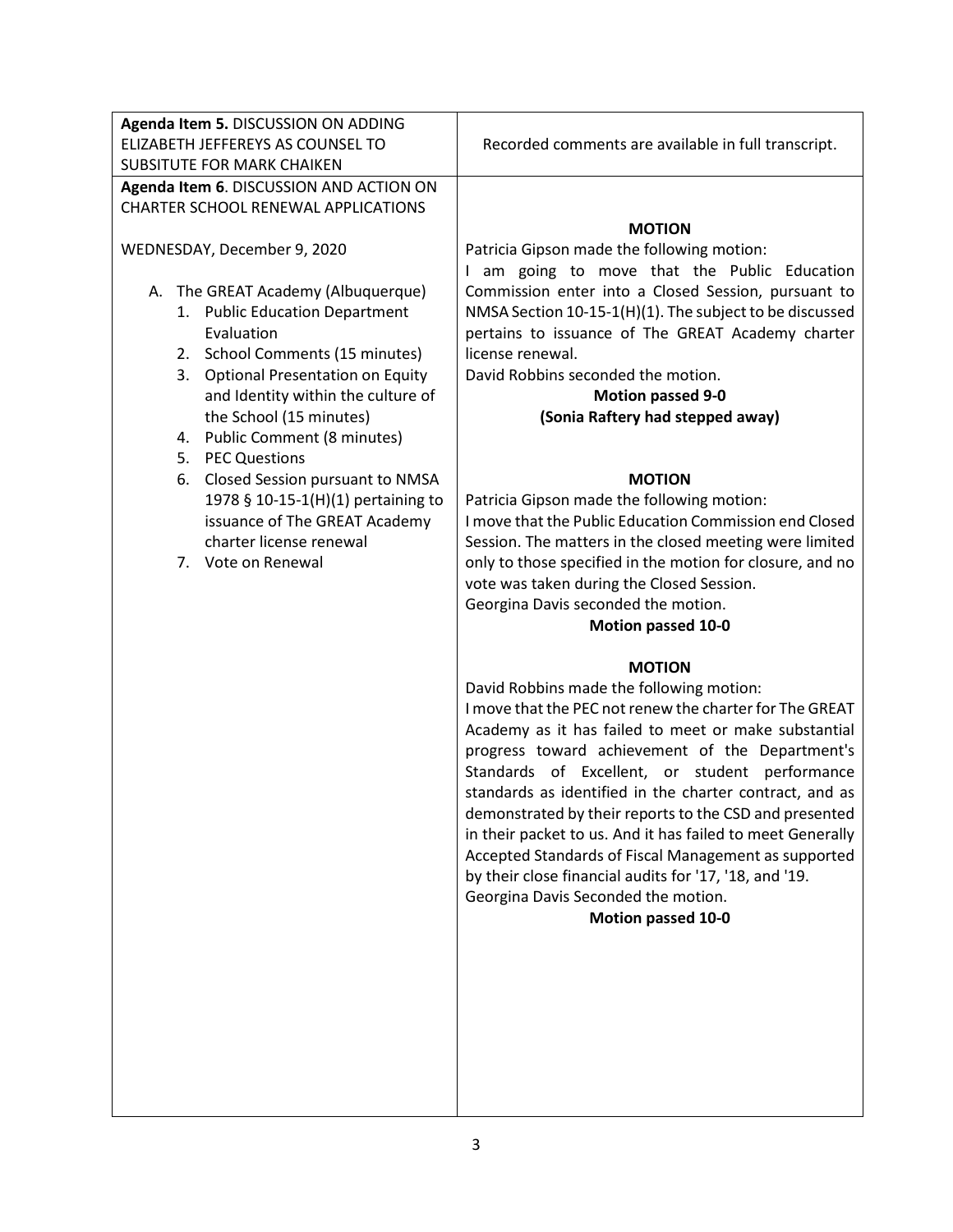| | |
|---|---|
| **Agenda Item 5.** DISCUSSION ON ADDING ELIZABETH JEFFEREYS AS COUNSEL TO SUBSITUTE FOR MARK CHAIKEN | Recorded comments are available in full transcript. |
| **Agenda Item 6**. DISCUSSION AND ACTION ON CHARTER SCHOOL RENEWAL APPLICATIONS<br><br>WEDNESDAY, December 9, 2020<br><br>A. The GREAT Academy (Albuquerque)<br>1. Public Education Department Evaluation<br>2. School Comments (15 minutes)<br>3. Optional Presentation on Equity and Identity within the culture of the School (15 minutes)<br>4. Public Comment (8 minutes)<br>5. PEC Questions<br>6. Closed Session pursuant to NMSA 1978 § 10-15-1(H)(1) pertaining to issuance of The GREAT Academy charter license renewal<br>7. Vote on Renewal | **MOTION**<br>Patricia Gipson made the following motion:<br>I am going to move that the Public Education Commission enter into a Closed Session, pursuant to NMSA Section 10-15-1(H)(1). The subject to be discussed pertains to issuance of The GREAT Academy charter license renewal.<br>David Robbins seconded the motion.<br>**Motion passed 9-0**<br>**(Sonia Raftery had stepped away)**<br><br>**MOTION**<br>Patricia Gipson made the following motion:<br>I move that the Public Education Commission end Closed Session. The matters in the closed meeting were limited only to those specified in the motion for closure, and no vote was taken during the Closed Session.<br>Georgina Davis seconded the motion.<br>**Motion passed 10-0**<br><br>**MOTION**<br>David Robbins made the following motion:<br>I move that the PEC not renew the charter for The GREAT Academy as it has failed to meet or make substantial progress toward achievement of the Department's Standards of Excellent, or student performance standards as identified in the charter contract, and as demonstrated by their reports to the CSD and presented in their packet to us. And it has failed to meet Generally Accepted Standards of Fiscal Management as supported by their close financial audits for '17, '18, and '19.<br>Georgina Davis Seconded the motion.<br>**Motion passed 10-0** |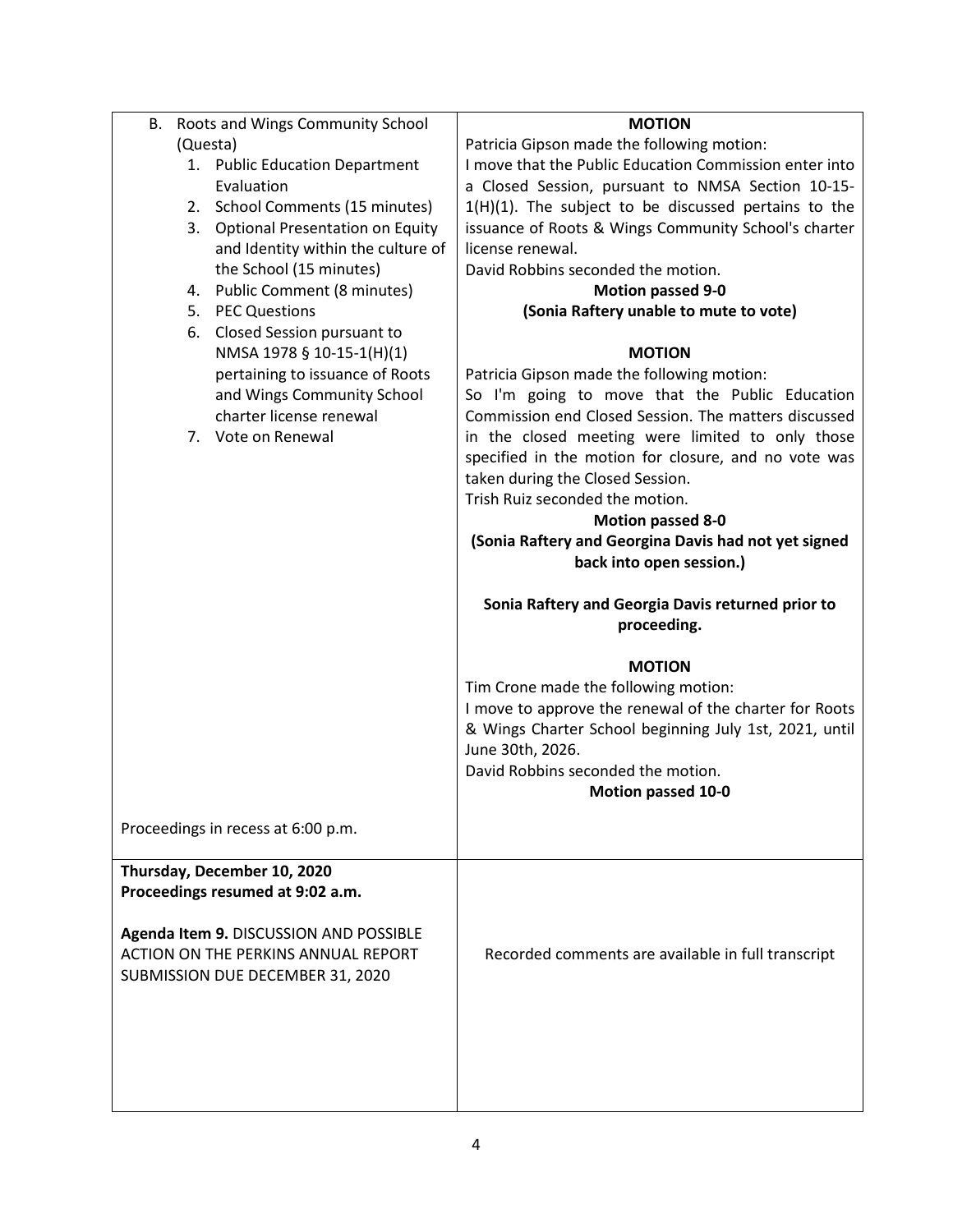| | |
|---|---|
| B. Roots and Wings Community School (Questa)<br>1. Public Education Department Evaluation<br>2. School Comments (15 minutes)<br>3. Optional Presentation on Equity and Identity within the culture of the School (15 minutes)<br>4. Public Comment (8 minutes)<br>5. PEC Questions<br>6. Closed Session pursuant to NMSA 1978 § 10-15-1(H)(1) pertaining to issuance of Roots and Wings Community School charter license renewal<br>7. Vote on Renewal<br><br>Proceedings in recess at 6:00 p.m. | **MOTION**<br>Patricia Gipson made the following motion:<br>I move that the Public Education Commission enter into a Closed Session, pursuant to NMSA Section 10-15-1(H)(1). The subject to be discussed pertains to the issuance of Roots & Wings Community School's charter license renewal.<br>David Robbins seconded the motion.<br>**Motion passed 9-0**<br>**(Sonia Raftery unable to mute to vote)**<br><br>**MOTION**<br>Patricia Gipson made the following motion:<br>So I'm going to move that the Public Education Commission end Closed Session. The matters discussed in the closed meeting were limited to only those specified in the motion for closure, and no vote was taken during the Closed Session.<br>Trish Ruiz seconded the motion.<br>**Motion passed 8-0**<br>**(Sonia Raftery and Georgina Davis had not yet signed back into open session.)**<br><br>**Sonia Raftery and Georgia Davis returned prior to proceeding.**<br><br>**MOTION**<br>Tim Crone made the following motion:<br>I move to approve the renewal of the charter for Roots & Wings Charter School beginning July 1st, 2021, until June 30th, 2026.<br>David Robbins seconded the motion.<br>**Motion passed 10-0** |
| **Thursday, December 10, 2020**<br>**Proceedings resumed at 9:02 a.m.**<br><br>**Agenda Item 9.** DISCUSSION AND POSSIBLE ACTION ON THE PERKINS ANNUAL REPORT SUBMISSION DUE DECEMBER 31, 2020 | Recorded comments are available in full transcript |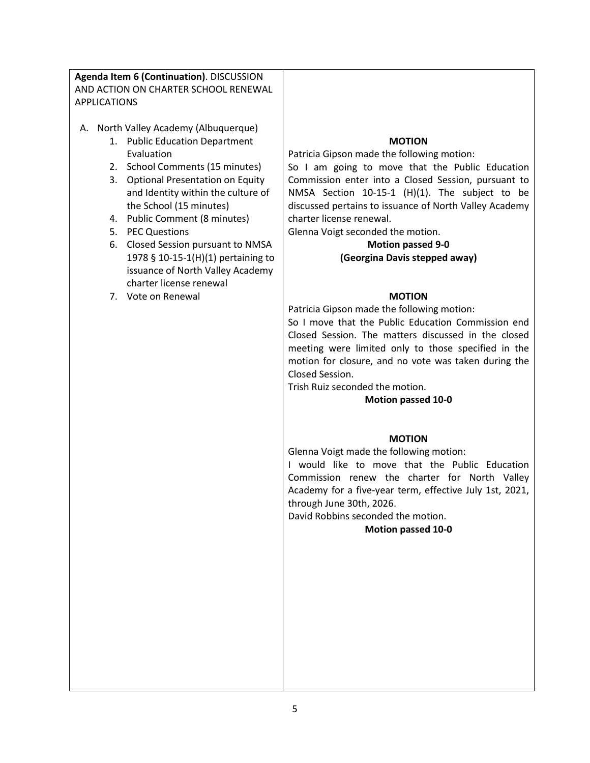| **Agenda Item 6 (Continuation)**. DISCUSSION AND ACTION ON CHARTER SCHOOL RENEWAL APPLICATIONS | |
|---|---|
| A. North Valley Academy (Albuquerque)<br>1. Public Education Department Evaluation<br>2. School Comments (15 minutes)<br>3. Optional Presentation on Equity and Identity within the culture of the School (15 minutes)<br>4. Public Comment (8 minutes)<br>5. PEC Questions<br>6. Closed Session pursuant to NMSA 1978 § 10-15-1(H)(1) pertaining to issuance of North Valley Academy charter license renewal | **MOTION**<br>Patricia Gipson made the following motion:<br>So I am going to move that the Public Education Commission enter into a Closed Session, pursuant to NMSA Section 10-15-1 (H)(1). The subject to be discussed pertains to issuance of North Valley Academy charter license renewal.<br>Glenna Voigt seconded the motion.<br>**Motion passed 9-0**<br>**(Georgina Davis stepped away)** |
| 7. Vote on Renewal | **MOTION**<br>Patricia Gipson made the following motion:<br>So I move that the Public Education Commission end Closed Session. The matters discussed in the closed meeting were limited only to those specified in the motion for closure, and no vote was taken during the Closed Session.<br>Trish Ruiz seconded the motion.<br>**Motion passed 10-0**<br><br>**MOTION**<br>Glenna Voigt made the following motion:<br>I would like to move that the Public Education Commission renew the charter for North Valley Academy for a five-year term, effective July 1st, 2021, through June 30th, 2026.<br>David Robbins seconded the motion.<br>**Motion passed 10-0** |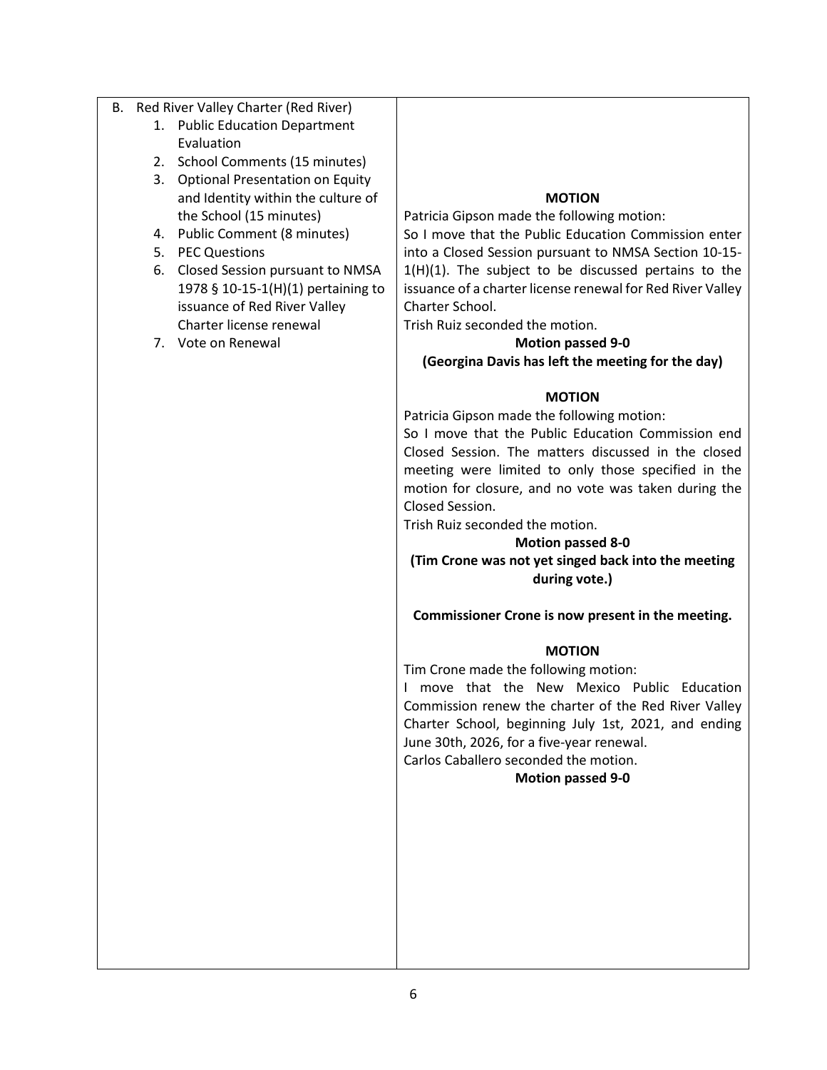| | |
|---|---|
| B. Red River Valley Charter (Red River)<br>1. Public Education Department Evaluation<br>2. School Comments (15 minutes)<br>3. Optional Presentation on Equity and Identity within the culture of the School (15 minutes)<br>4. Public Comment (8 minutes)<br>5. PEC Questions<br>6. Closed Session pursuant to NMSA 1978 § 10-15-1(H)(1) pertaining to issuance of Red River Valley Charter license renewal<br>7. Vote on Renewal | **MOTION**<br>Patricia Gipson made the following motion:<br>So I move that the Public Education Commission enter into a Closed Session pursuant to NMSA Section 10-15-1(H)(1). The subject to be discussed pertains to the issuance of a charter license renewal for Red River Valley Charter School.<br>Trish Ruiz seconded the motion.<br>**Motion passed 9-0**<br>**(Georgina Davis has left the meeting for the day)**<br><br>**MOTION**<br>Patricia Gipson made the following motion:<br>So I move that the Public Education Commission end Closed Session. The matters discussed in the closed meeting were limited to only those specified in the motion for closure, and no vote was taken during the Closed Session.<br>Trish Ruiz seconded the motion.<br>**Motion passed 8-0**<br>**(Tim Crone was not yet singed back into the meeting during vote.)**<br><br>**Commissioner Crone is now present in the meeting.**<br><br>**MOTION**<br>Tim Crone made the following motion:<br>I move that the New Mexico Public Education Commission renew the charter of the Red River Valley Charter School, beginning July 1st, 2021, and ending June 30th, 2026, for a five-year renewal.<br>Carlos Caballero seconded the motion.<br>**Motion passed 9-0** |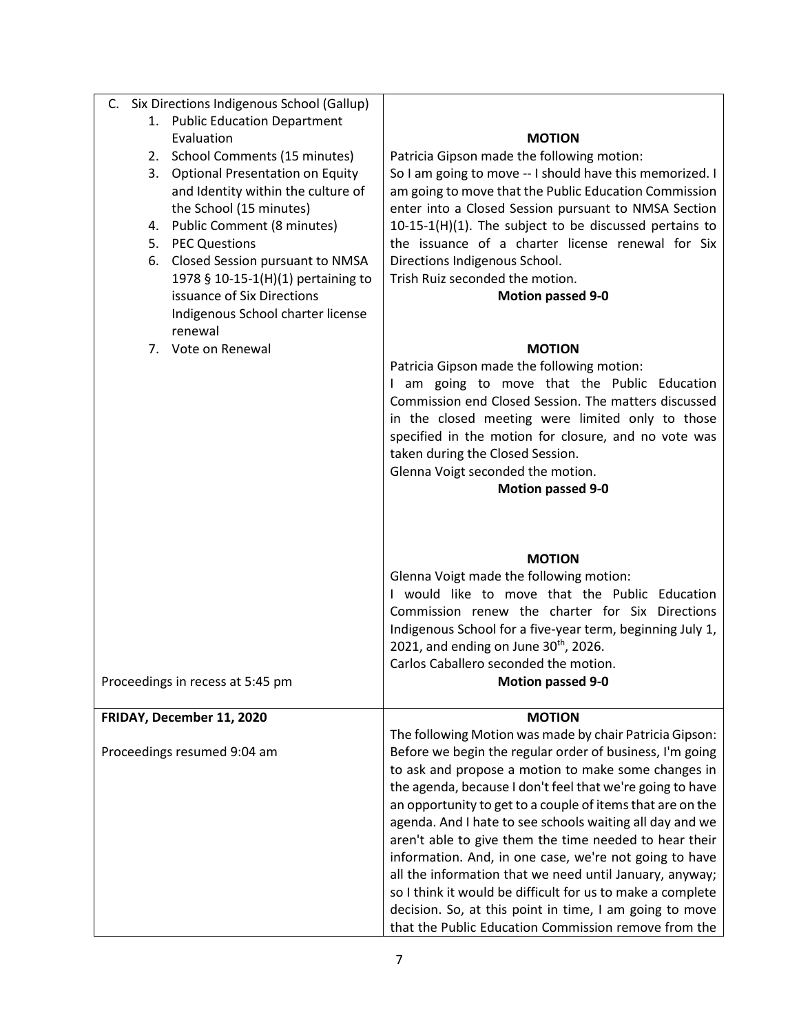| | |
|---|---|
| C. Six Directions Indigenous School (Gallup)<br>1. Public Education Department Evaluation<br>2. School Comments (15 minutes)<br>3. Optional Presentation on Equity and Identity within the culture of the School (15 minutes)<br>4. Public Comment (8 minutes)<br>5. PEC Questions<br>6. Closed Session pursuant to NMSA 1978 § 10-15-1(H)(1) pertaining to issuance of Six Directions Indigenous School charter license renewal<br>7. Vote on Renewal<br><br>Proceedings in recess at 5:45 pm | **MOTION**<br>Patricia Gipson made the following motion:<br>So I am going to move -- I should have this memorized. I am going to move that the Public Education Commission enter into a Closed Session pursuant to NMSA Section 10-15-1(H)(1). The subject to be discussed pertains to the issuance of a charter license renewal for Six Directions Indigenous School.<br>Trish Ruiz seconded the motion.<br>**Motion passed 9-0**<br><br>**MOTION**<br>Patricia Gipson made the following motion:<br>I am going to move that the Public Education Commission end Closed Session. The matters discussed in the closed meeting were limited only to those specified in the motion for closure, and no vote was taken during the Closed Session.<br>Glenna Voigt seconded the motion.<br>**Motion passed 9-0**<br><br>**MOTION**<br>Glenna Voigt made the following motion:<br>I would like to move that the Public Education Commission renew the charter for Six Directions Indigenous School for a five-year term, beginning July 1, 2021, and ending on June 30th, 2026.<br>Carlos Caballero seconded the motion.<br>**Motion passed 9-0** |
| **FRIDAY, December 11, 2020**<br><br>Proceedings resumed 9:04 am | **MOTION**<br>The following Motion was made by chair Patricia Gipson:<br>Before we begin the regular order of business, I'm going to ask and propose a motion to make some changes in the agenda, because I don't feel that we're going to have an opportunity to get to a couple of items that are on the agenda. And I hate to see schools waiting all day and we aren't able to give them the time needed to hear their information. And, in one case, we're not going to have all the information that we need until January, anyway; so I think it would be difficult for us to make a complete decision. So, at this point in time, I am going to move that the Public Education Commission remove from the |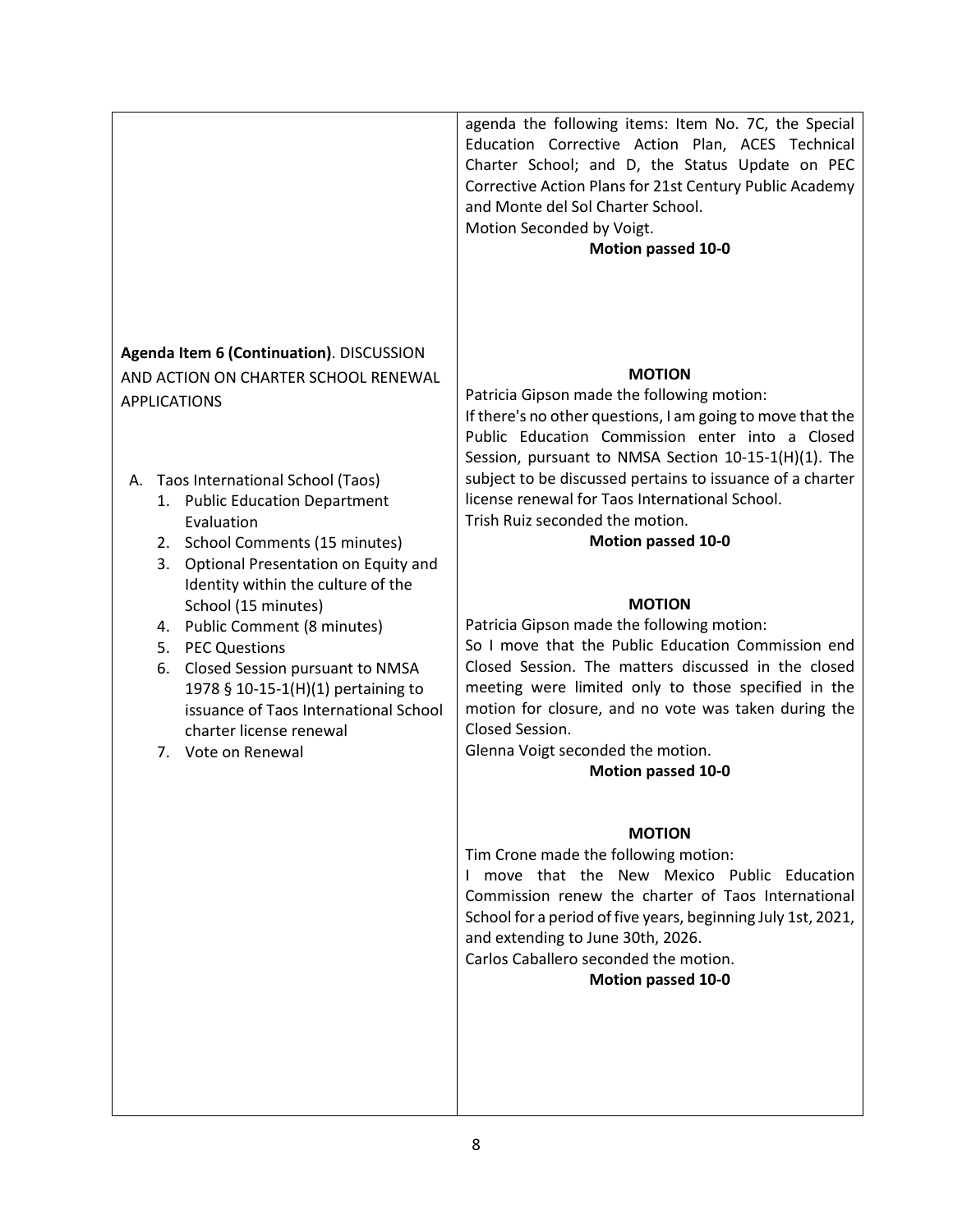| | |
|---|---|
| | agenda the following items: Item No. 7C, the Special Education Corrective Action Plan, ACES Technical Charter School; and D, the Status Update on PEC Corrective Action Plans for 21st Century Public Academy and Monte del Sol Charter School.<br>Motion Seconded by Voigt.<br>**Motion passed 10-0** |
| **Agenda Item 6 (Continuation)**. DISCUSSION AND ACTION ON CHARTER SCHOOL RENEWAL APPLICATIONS<br><br>A. Taos International School (Taos)<br>1. Public Education Department Evaluation<br>2. School Comments (15 minutes)<br>3. Optional Presentation on Equity and Identity within the culture of the School (15 minutes)<br>4. Public Comment (8 minutes)<br>5. PEC Questions<br>6. Closed Session pursuant to NMSA 1978 § 10-15-1(H)(1) pertaining to issuance of Taos International School charter license renewal<br>7. Vote on Renewal | **MOTION**<br>Patricia Gipson made the following motion:<br>If there's no other questions, I am going to move that the Public Education Commission enter into a Closed Session, pursuant to NMSA Section 10-15-1(H)(1). The subject to be discussed pertains to issuance of a charter license renewal for Taos International School.<br>Trish Ruiz seconded the motion.<br>**Motion passed 10-0**<br><br>**MOTION**<br>Patricia Gipson made the following motion:<br>So I move that the Public Education Commission end Closed Session. The matters discussed in the closed meeting were limited only to those specified in the motion for closure, and no vote was taken during the Closed Session.<br>Glenna Voigt seconded the motion.<br>**Motion passed 10-0**<br><br>**MOTION**<br>Tim Crone made the following motion:<br>I move that the New Mexico Public Education Commission renew the charter of Taos International School for a period of five years, beginning July 1st, 2021, and extending to June 30th, 2026.<br>Carlos Caballero seconded the motion.<br>**Motion passed 10-0** |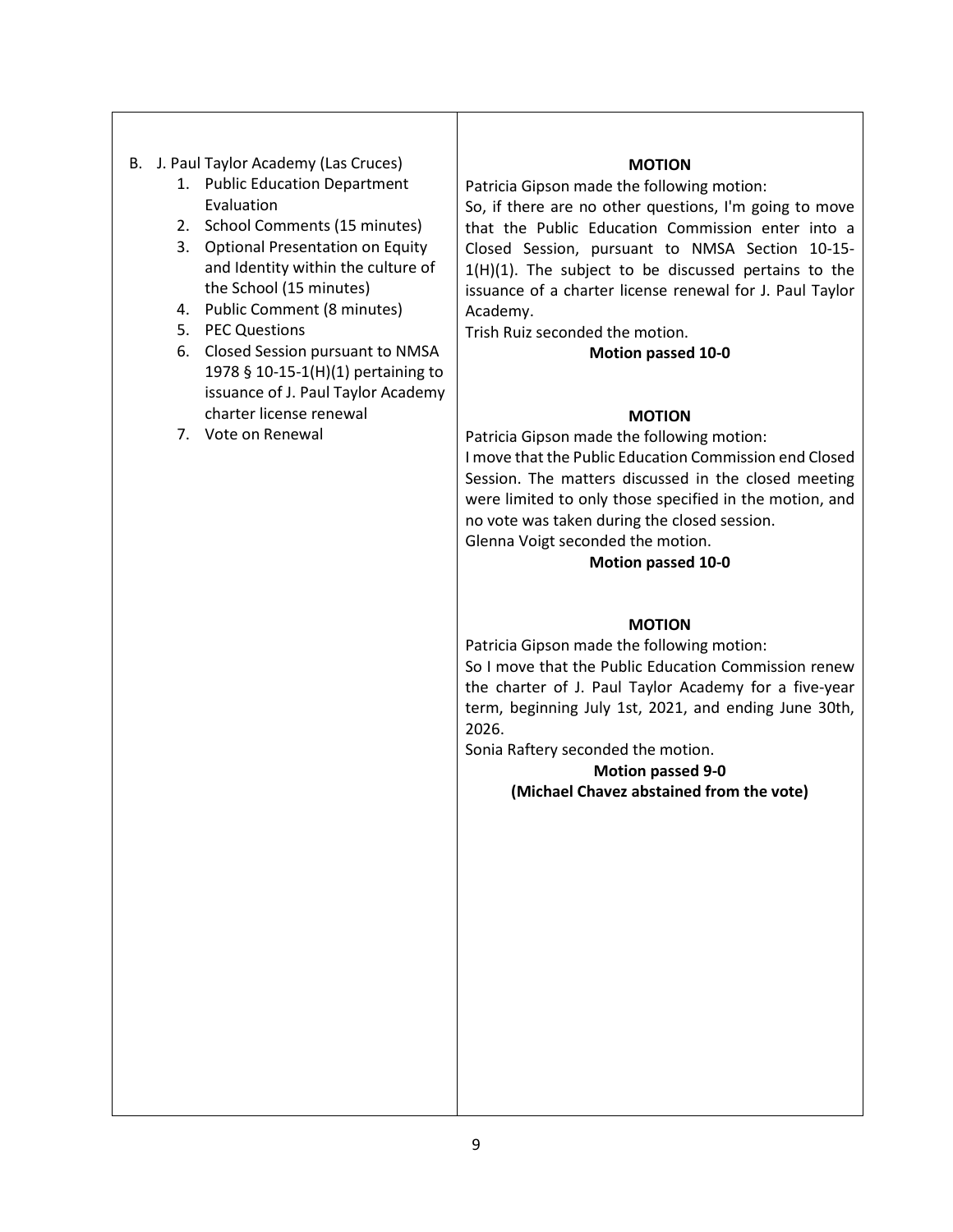| | |
|---|---|
| B. J. Paul Taylor Academy (Las Cruces)<br>1. Public Education Department Evaluation<br>2. School Comments (15 minutes)<br>3. Optional Presentation on Equity and Identity within the culture of the School (15 minutes)<br>4. Public Comment (8 minutes)<br>5. PEC Questions<br>6. Closed Session pursuant to NMSA 1978 § 10-15-1(H)(1) pertaining to issuance of J. Paul Taylor Academy charter license renewal<br>7. Vote on Renewal | **MOTION**<br>Patricia Gipson made the following motion:<br>So, if there are no other questions, I'm going to move that the Public Education Commission enter into a Closed Session, pursuant to NMSA Section 10-15-1(H)(1). The subject to be discussed pertains to the issuance of a charter license renewal for J. Paul Taylor Academy.<br>Trish Ruiz seconded the motion.<br>**Motion passed 10-0**<br><br>**MOTION**<br>Patricia Gipson made the following motion:<br>I move that the Public Education Commission end Closed Session. The matters discussed in the closed meeting were limited to only those specified in the motion, and no vote was taken during the closed session.<br>Glenna Voigt seconded the motion.<br>**Motion passed 10-0**<br><br>**MOTION**<br>Patricia Gipson made the following motion:<br>So I move that the Public Education Commission renew the charter of J. Paul Taylor Academy for a five-year term, beginning July 1st, 2021, and ending June 30th, 2026.<br>Sonia Raftery seconded the motion.<br>**Motion passed 9-0**<br>**(Michael Chavez abstained from the vote)** |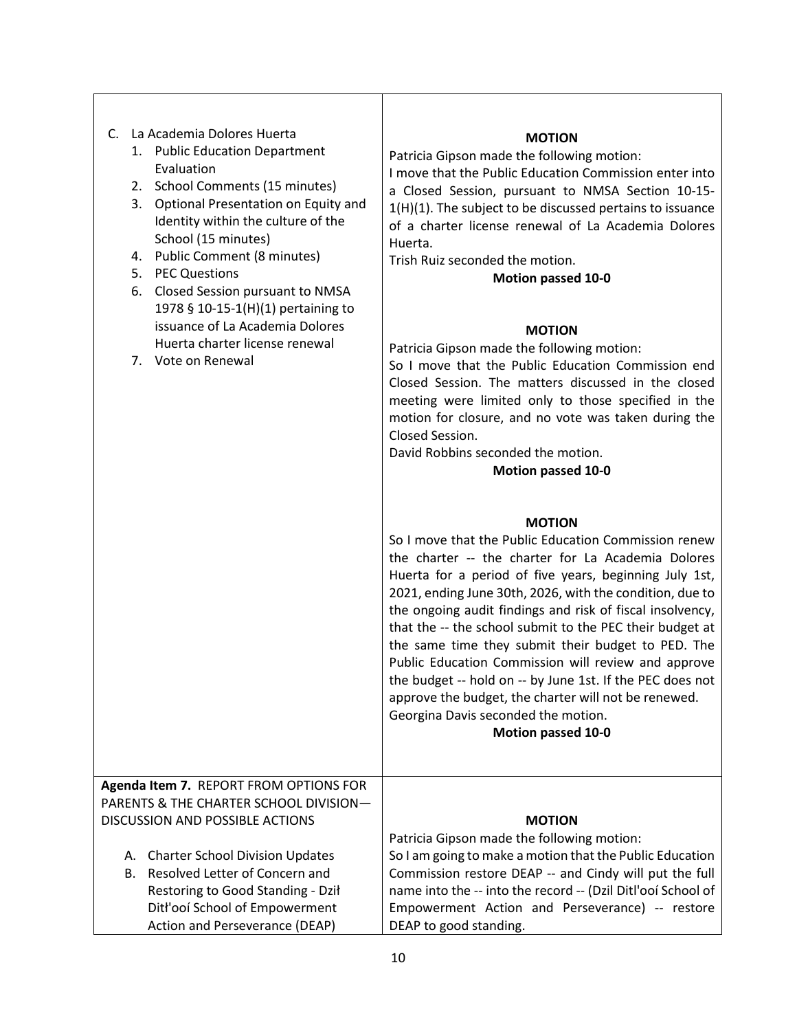| | |
|---|---|
| C. La Academia Dolores Huerta<br>1. Public Education Department Evaluation<br>2. School Comments (15 minutes)<br>3. Optional Presentation on Equity and Identity within the culture of the School (15 minutes)<br>4. Public Comment (8 minutes)<br>5. PEC Questions<br>6. Closed Session pursuant to NMSA 1978 § 10-15-1(H)(1) pertaining to issuance of La Academia Dolores Huerta charter license renewal<br>7. Vote on Renewal | **MOTION**<br>Patricia Gipson made the following motion:<br>I move that the Public Education Commission enter into a Closed Session, pursuant to NMSA Section 10-15-1(H)(1). The subject to be discussed pertains to issuance of a charter license renewal of La Academia Dolores Huerta.<br>Trish Ruiz seconded the motion.<br>**Motion passed 10-0**<br><br>**MOTION**<br>Patricia Gipson made the following motion:<br>So I move that the Public Education Commission end Closed Session. The matters discussed in the closed meeting were limited only to those specified in the motion for closure, and no vote was taken during the Closed Session.<br>David Robbins seconded the motion.<br>**Motion passed 10-0**<br><br>**MOTION**<br>So I move that the Public Education Commission renew the charter -- the charter for La Academia Dolores Huerta for a period of five years, beginning July 1st, 2021, ending June 30th, 2026, with the condition, due to the ongoing audit findings and risk of fiscal insolvency, that the -- the school submit to the PEC their budget at the same time they submit their budget to PED. The Public Education Commission will review and approve the budget -- hold on -- by June 1st. If the PEC does not approve the budget, the charter will not be renewed.<br>Georgina Davis seconded the motion.<br>**Motion passed 10-0** |
| **Agenda Item 7.** REPORT FROM OPTIONS FOR PARENTS & THE CHARTER SCHOOL DIVISION—DISCUSSION AND POSSIBLE ACTIONS<br><br>A. Charter School Division Updates<br>B. Resolved Letter of Concern and Restoring to Good Standing - Dził Ditł'ooí School of Empowerment Action and Perseverance (DEAP) | **MOTION**<br>Patricia Gipson made the following motion:<br>So I am going to make a motion that the Public Education Commission restore DEAP -- and Cindy will put the full name into the -- into the record -- (Dzil Ditl'ooí School of Empowerment Action and Perseverance) -- restore DEAP to good standing. |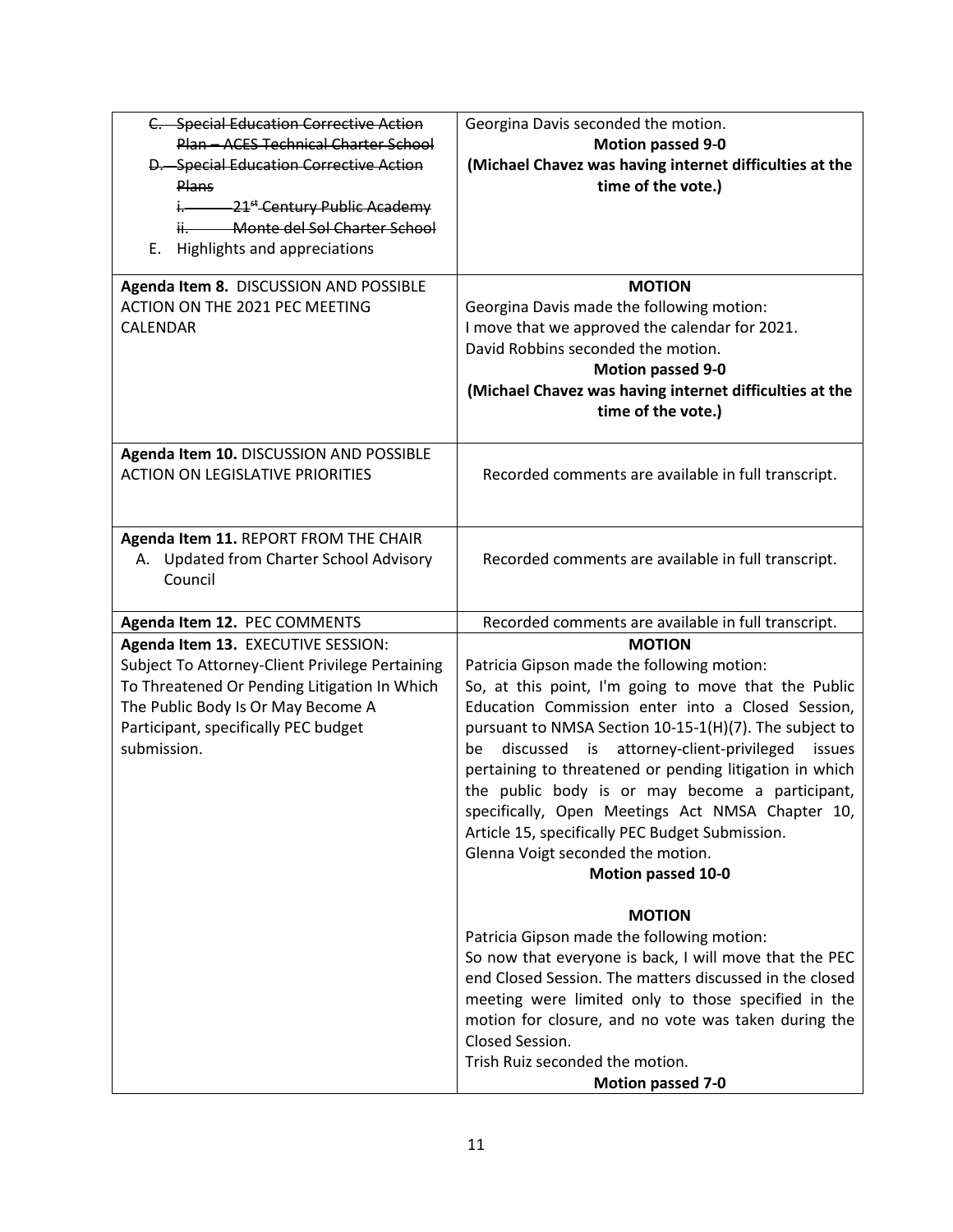| | |
|---|---|
| ~~C. Special Education Corrective Action Plan – ACES Technical Charter School~~<br>~~D. Special Education Corrective Action Plans~~<br>~~i. 21st Century Public Academy~~<br>~~ii. Monte del Sol Charter School~~<br>E. Highlights and appreciations | Georgina Davis seconded the motion.<br>**Motion passed 9-0**<br>**(Michael Chavez was having internet difficulties at the time of the vote.)** |
| **Agenda Item 8.** DISCUSSION AND POSSIBLE ACTION ON THE 2021 PEC MEETING CALENDAR | **MOTION**<br>Georgina Davis made the following motion:<br>I move that we approved the calendar for 2021.<br>David Robbins seconded the motion.<br>**Motion passed 9-0**<br>**(Michael Chavez was having internet difficulties at the time of the vote.)** |
| **Agenda Item 10.** DISCUSSION AND POSSIBLE ACTION ON LEGISLATIVE PRIORITIES | Recorded comments are available in full transcript. |
| **Agenda Item 11.** REPORT FROM THE CHAIR<br>A. Updated from Charter School Advisory Council | Recorded comments are available in full transcript. |
| **Agenda Item 12.** PEC COMMENTS | Recorded comments are available in full transcript. |
| **Agenda Item 13.** EXECUTIVE SESSION: Subject To Attorney-Client Privilege Pertaining To Threatened Or Pending Litigation In Which The Public Body Is Or May Become A Participant, specifically PEC budget submission. | **MOTION**<br>Patricia Gipson made the following motion:<br>So, at this point, I'm going to move that the Public Education Commission enter into a Closed Session, pursuant to NMSA Section 10-15-1(H)(7). The subject to be discussed is attorney-client-privileged issues pertaining to threatened or pending litigation in which the public body is or may become a participant, specifically, Open Meetings Act NMSA Chapter 10, Article 15, specifically PEC Budget Submission.<br>Glenna Voigt seconded the motion.<br>**Motion passed 10-0**<br><br>**MOTION**<br>Patricia Gipson made the following motion:<br>So now that everyone is back, I will move that the PEC end Closed Session. The matters discussed in the closed meeting were limited only to those specified in the motion for closure, and no vote was taken during the Closed Session.<br>Trish Ruiz seconded the motion.<br>**Motion passed 7-0** |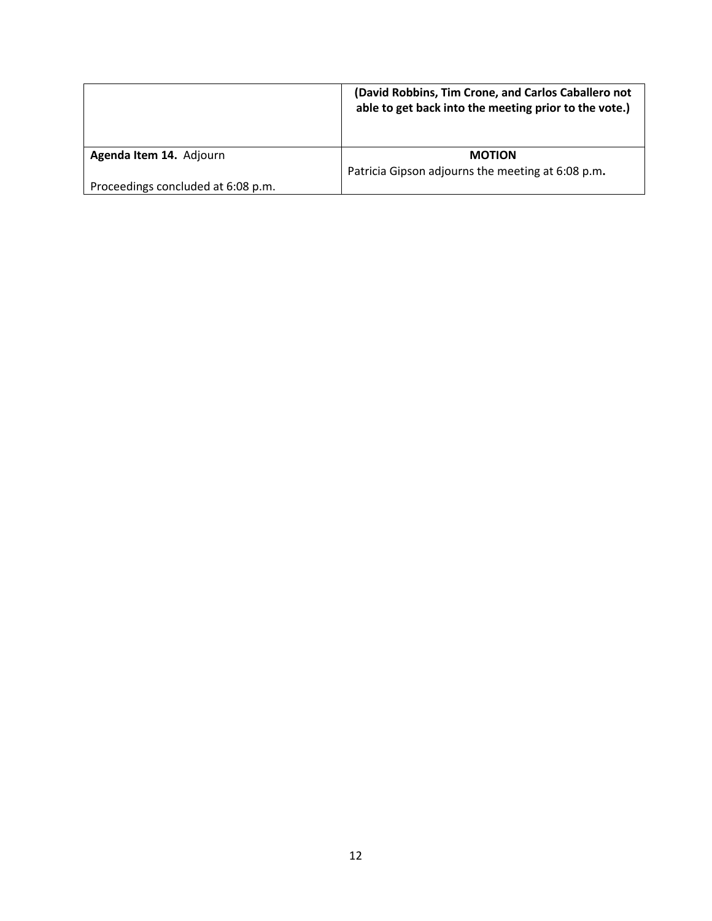| | |
|---|---|
| | **(David Robbins, Tim Crone, and Carlos Caballero not able to get back into the meeting prior to the vote.)** |
| **Agenda Item 14.** Adjourn<br><br>Proceedings concluded at 6:08 p.m. | **MOTION**<br>Patricia Gipson adjourns the meeting at 6:08 p.m. |